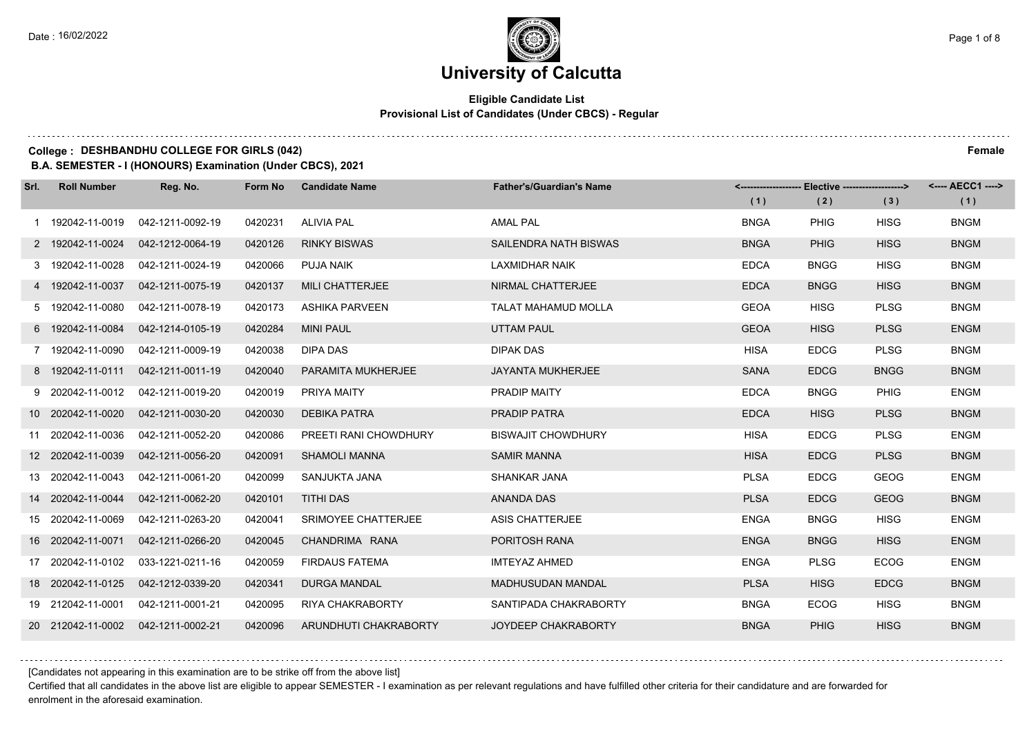# University of Calcutta

**Eligible Candidate List**
**Provisional List of Candidates (Under CBCS) - Regular**

**College : DESHBANDHU COLLEGE FOR GIRLS (042)** **Female**

**B.A. SEMESTER - I (HONOURS) Examination (Under CBCS), 2021**

| Srl. | Roll Number | Reg. No. | Form No | Candidate Name | Father's/Guardian's Name | <------------------- Elective ------------------> | | | <---- AECC1 ----> |
|---|---|---|---|---|---|---|---|---|---|
| | | | | | | (1) | (2) | (3) | (1) |
| 1 | 192042-11-0019 | 042-1211-0092-19 | 0420231 | ALIVIA PAL | AMAL PAL | BNGA | PHIG | HISG | BNGM |
| 2 | 192042-11-0024 | 042-1212-0064-19 | 0420126 | RINKY BISWAS | SAILENDRA NATH BISWAS | BNGA | PHIG | HISG | BNGM |
| 3 | 192042-11-0028 | 042-1211-0024-19 | 0420066 | PUJA NAIK | LAXMIDHAR NAIK | EDCA | BNGG | HISG | BNGM |
| 4 | 192042-11-0037 | 042-1211-0075-19 | 0420137 | MILI CHATTERJEE | NIRMAL CHATTERJEE | EDCA | BNGG | HISG | BNGM |
| 5 | 192042-11-0080 | 042-1211-0078-19 | 0420173 | ASHIKA PARVEEN | TALAT MAHAMUD MOLLA | GEOA | HISG | PLSG | BNGM |
| 6 | 192042-11-0084 | 042-1214-0105-19 | 0420284 | MINI PAUL | UTTAM PAUL | GEOA | HISG | PLSG | ENGM |
| 7 | 192042-11-0090 | 042-1211-0009-19 | 0420038 | DIPA DAS | DIPAK DAS | HISA | EDCG | PLSG | BNGM |
| 8 | 192042-11-0111 | 042-1211-0011-19 | 0420040 | PARAMITA MUKHERJEE | JAYANTA MUKHERJEE | SANA | EDCG | BNGG | BNGM |
| 9 | 202042-11-0012 | 042-1211-0019-20 | 0420019 | PRIYA MAITY | PRADIP MAITY | EDCA | BNGG | PHIG | ENGM |
| 10 | 202042-11-0020 | 042-1211-0030-20 | 0420030 | DEBIKA PATRA | PRADIP PATRA | EDCA | HISG | PLSG | BNGM |
| 11 | 202042-11-0036 | 042-1211-0052-20 | 0420086 | PREETI RANI CHOWDHURY | BISWAJIT CHOWDHURY | HISA | EDCG | PLSG | ENGM |
| 12 | 202042-11-0039 | 042-1211-0056-20 | 0420091 | SHAMOLI MANNA | SAMIR MANNA | HISA | EDCG | PLSG | BNGM |
| 13 | 202042-11-0043 | 042-1211-0061-20 | 0420099 | SANJUKTA JANA | SHANKAR JANA | PLSA | EDCG | GEOG | ENGM |
| 14 | 202042-11-0044 | 042-1211-0062-20 | 0420101 | TITHI DAS | ANANDA DAS | PLSA | EDCG | GEOG | BNGM |
| 15 | 202042-11-0069 | 042-1211-0263-20 | 0420041 | SRIMOYEE CHATTERJEE | ASIS CHATTERJEE | ENGA | BNGG | HISG | ENGM |
| 16 | 202042-11-0071 | 042-1211-0266-20 | 0420045 | CHANDRIMA RANA | PORITOSH RANA | ENGA | BNGG | HISG | ENGM |
| 17 | 202042-11-0102 | 033-1221-0211-16 | 0420059 | FIRDAUS FATEMA | IMTEYAZ AHMED | ENGA | PLSG | ECOG | ENGM |
| 18 | 202042-11-0125 | 042-1212-0339-20 | 0420341 | DURGA MANDAL | MADHUSUDAN MANDAL | PLSA | HISG | EDCG | BNGM |
| 19 | 212042-11-0001 | 042-1211-0001-21 | 0420095 | RIYA CHAKRABORTY | SANTIPADA CHAKRABORTY | BNGA | ECOG | HISG | BNGM |
| 20 | 212042-11-0002 | 042-1211-0002-21 | 0420096 | ARUNDHUTI CHAKRABORTY | JOYDEEP CHAKRABORTY | BNGA | PHIG | HISG | BNGM |

[Candidates not appearing in this examination are to be strike off from the above list]

Certified that all candidates in the above list are eligible to appear SEMESTER - I examination as per relevant regulations and have fulfilled other criteria for their candidature and are forwarded for enrolment in the aforesaid examination.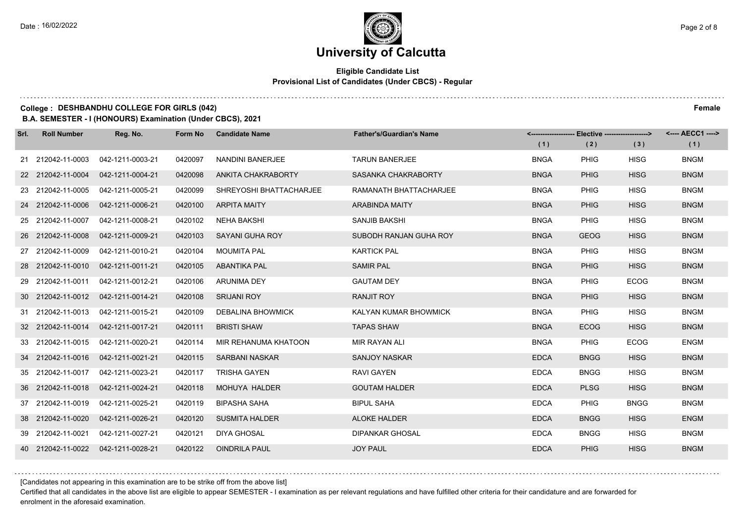# University of Calcutta

**Eligible Candidate List**
**Provisional List of Candidates (Under CBCS) - Regular**

**College : DESHBANDHU COLLEGE FOR GIRLS (042)** **Female**

**B.A. SEMESTER - I (HONOURS) Examination (Under CBCS), 2021**

| Srl. | Roll Number | Reg. No. | Form No | Candidate Name | Father's/Guardian's Name | Elective (1) | Elective (2) | Elective (3) | AECC1 (1) |
|---|---|---|---|---|---|---|---|---|---|
| 21 | 212042-11-0003 | 042-1211-0003-21 | 0420097 | NANDINI BANERJEE | TARUN BANERJEE | BNGA | PHIG | HISG | BNGM |
| 22 | 212042-11-0004 | 042-1211-0004-21 | 0420098 | ANKITA CHAKRABORTY | SASANKA CHAKRABORTY | BNGA | PHIG | HISG | BNGM |
| 23 | 212042-11-0005 | 042-1211-0005-21 | 0420099 | SHREYOSHI BHATTACHARJEE | RAMANATH BHATTACHARJEE | BNGA | PHIG | HISG | BNGM |
| 24 | 212042-11-0006 | 042-1211-0006-21 | 0420100 | ARPITA MAITY | ARABINDA MAITY | BNGA | PHIG | HISG | BNGM |
| 25 | 212042-11-0007 | 042-1211-0008-21 | 0420102 | NEHA BAKSHI | SANJIB BAKSHI | BNGA | PHIG | HISG | BNGM |
| 26 | 212042-11-0008 | 042-1211-0009-21 | 0420103 | SAYANI GUHA ROY | SUBODH RANJAN GUHA ROY | BNGA | GEOG | HISG | BNGM |
| 27 | 212042-11-0009 | 042-1211-0010-21 | 0420104 | MOUMITA PAL | KARTICK PAL | BNGA | PHIG | HISG | BNGM |
| 28 | 212042-11-0010 | 042-1211-0011-21 | 0420105 | ABANTIKA PAL | SAMIR PAL | BNGA | PHIG | HISG | BNGM |
| 29 | 212042-11-0011 | 042-1211-0012-21 | 0420106 | ARUNIMA DEY | GAUTAM DEY | BNGA | PHIG | ECOG | BNGM |
| 30 | 212042-11-0012 | 042-1211-0014-21 | 0420108 | SRIJANI ROY | RANJIT ROY | BNGA | PHIG | HISG | BNGM |
| 31 | 212042-11-0013 | 042-1211-0015-21 | 0420109 | DEBALINA BHOWMICK | KALYAN KUMAR BHOWMICK | BNGA | PHIG | HISG | BNGM |
| 32 | 212042-11-0014 | 042-1211-0017-21 | 0420111 | BRISTI SHAW | TAPAS SHAW | BNGA | ECOG | HISG | BNGM |
| 33 | 212042-11-0015 | 042-1211-0020-21 | 0420114 | MIR REHANUMA KHATOON | MIR RAYAN ALI | BNGA | PHIG | ECOG | ENGM |
| 34 | 212042-11-0016 | 042-1211-0021-21 | 0420115 | SARBANI NASKAR | SANJOY NASKAR | EDCA | BNGG | HISG | BNGM |
| 35 | 212042-11-0017 | 042-1211-0023-21 | 0420117 | TRISHA GAYEN | RAVI GAYEN | EDCA | BNGG | HISG | BNGM |
| 36 | 212042-11-0018 | 042-1211-0024-21 | 0420118 | MOHUYA HALDER | GOUTAM HALDER | EDCA | PLSG | HISG | BNGM |
| 37 | 212042-11-0019 | 042-1211-0025-21 | 0420119 | BIPASHA SAHA | BIPUL SAHA | EDCA | PHIG | BNGG | BNGM |
| 38 | 212042-11-0020 | 042-1211-0026-21 | 0420120 | SUSMITA HALDER | ALOKE HALDER | EDCA | BNGG | HISG | ENGM |
| 39 | 212042-11-0021 | 042-1211-0027-21 | 0420121 | DIYA GHOSAL | DIPANKAR GHOSAL | EDCA | BNGG | HISG | BNGM |
| 40 | 212042-11-0022 | 042-1211-0028-21 | 0420122 | OINDRILA PAUL | JOY PAUL | EDCA | PHIG | HISG | BNGM |

[Candidates not appearing in this examination are to be strike off from the above list]

Certified that all candidates in the above list are eligible to appear SEMESTER - I examination as per relevant regulations and have fulfilled other criteria for their candidature and are forwarded for enrolment in the aforesaid examination.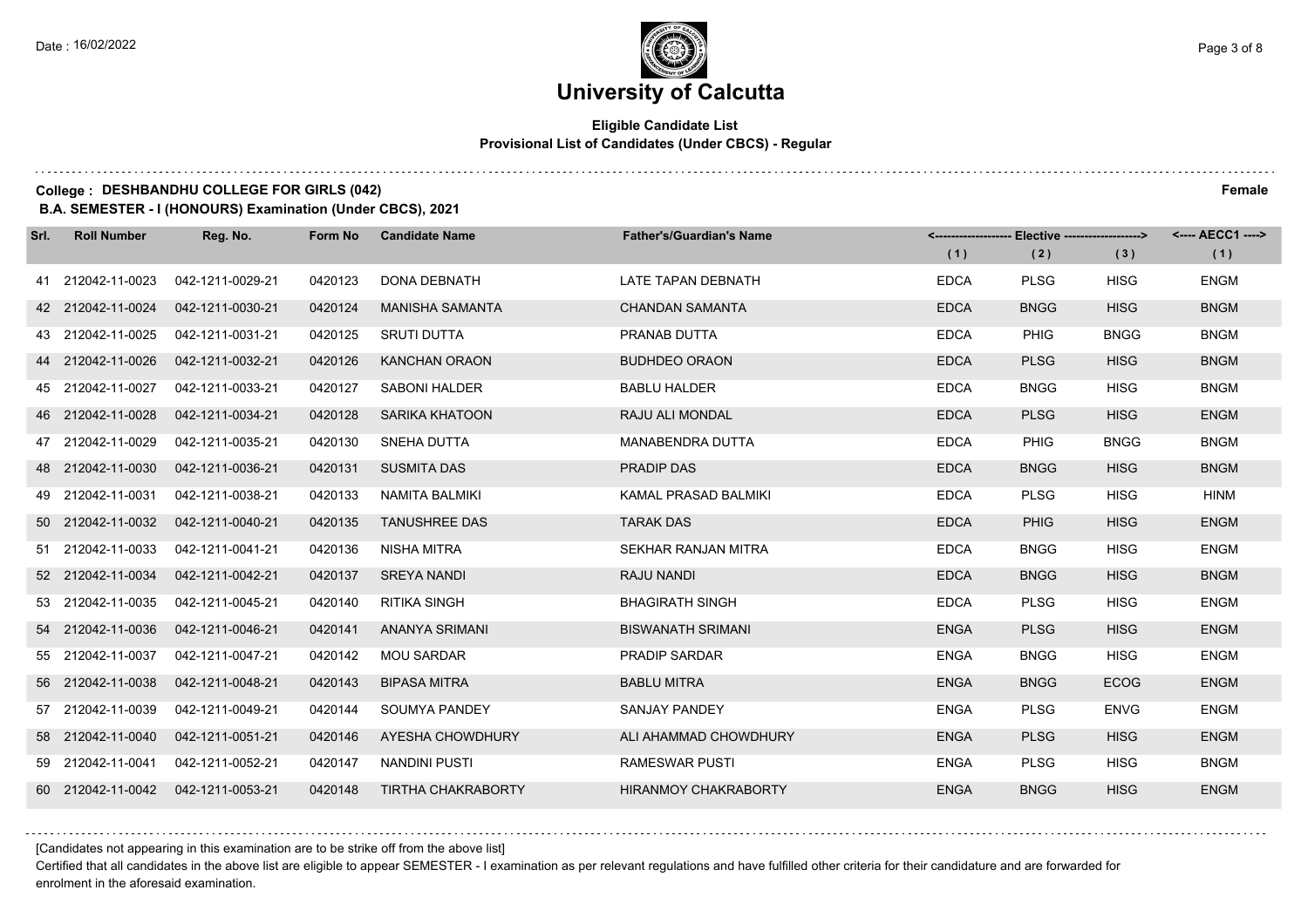# University of Calcutta

**Eligible Candidate List**
**Provisional List of Candidates (Under CBCS) - Regular**

**College : DESHBANDHU COLLEGE FOR GIRLS (042)** **Female**

**B.A. SEMESTER - I (HONOURS) Examination (Under CBCS), 2021**

| Srl. | Roll Number | Reg. No. | Form No | Candidate Name | Father's/Guardian's Name | Elective (1) | Elective (2) | Elective (3) | AECC1 (1) |
|---|---|---|---|---|---|---|---|---|---|
| 41 | 212042-11-0023 | 042-1211-0029-21 | 0420123 | DONA DEBNATH | LATE TAPAN DEBNATH | EDCA | PLSG | HISG | ENGM |
| 42 | 212042-11-0024 | 042-1211-0030-21 | 0420124 | MANISHA SAMANTA | CHANDAN SAMANTA | EDCA | BNGG | HISG | BNGM |
| 43 | 212042-11-0025 | 042-1211-0031-21 | 0420125 | SRUTI DUTTA | PRANAB DUTTA | EDCA | PHIG | BNGG | BNGM |
| 44 | 212042-11-0026 | 042-1211-0032-21 | 0420126 | KANCHAN ORAON | BUDHDEO ORAON | EDCA | PLSG | HISG | BNGM |
| 45 | 212042-11-0027 | 042-1211-0033-21 | 0420127 | SABONI HALDER | BABLU HALDER | EDCA | BNGG | HISG | BNGM |
| 46 | 212042-11-0028 | 042-1211-0034-21 | 0420128 | SARIKA KHATOON | RAJU ALI MONDAL | EDCA | PLSG | HISG | ENGM |
| 47 | 212042-11-0029 | 042-1211-0035-21 | 0420130 | SNEHA DUTTA | MANABENDRA DUTTA | EDCA | PHIG | BNGG | BNGM |
| 48 | 212042-11-0030 | 042-1211-0036-21 | 0420131 | SUSMITA DAS | PRADIP DAS | EDCA | BNGG | HISG | BNGM |
| 49 | 212042-11-0031 | 042-1211-0038-21 | 0420133 | NAMITA BALMIKI | KAMAL PRASAD BALMIKI | EDCA | PLSG | HISG | HINM |
| 50 | 212042-11-0032 | 042-1211-0040-21 | 0420135 | TANUSHREE DAS | TARAK DAS | EDCA | PHIG | HISG | ENGM |
| 51 | 212042-11-0033 | 042-1211-0041-21 | 0420136 | NISHA MITRA | SEKHAR RANJAN MITRA | EDCA | BNGG | HISG | ENGM |
| 52 | 212042-11-0034 | 042-1211-0042-21 | 0420137 | SREYA NANDI | RAJU NANDI | EDCA | BNGG | HISG | BNGM |
| 53 | 212042-11-0035 | 042-1211-0045-21 | 0420140 | RITIKA SINGH | BHAGIRATH SINGH | EDCA | PLSG | HISG | ENGM |
| 54 | 212042-11-0036 | 042-1211-0046-21 | 0420141 | ANANYA SRIMANI | BISWANATH SRIMANI | ENGA | PLSG | HISG | ENGM |
| 55 | 212042-11-0037 | 042-1211-0047-21 | 0420142 | MOU SARDAR | PRADIP SARDAR | ENGA | BNGG | HISG | ENGM |
| 56 | 212042-11-0038 | 042-1211-0048-21 | 0420143 | BIPASA MITRA | BABLU MITRA | ENGA | BNGG | ECOG | ENGM |
| 57 | 212042-11-0039 | 042-1211-0049-21 | 0420144 | SOUMYA PANDEY | SANJAY PANDEY | ENGA | PLSG | ENVG | ENGM |
| 58 | 212042-11-0040 | 042-1211-0051-21 | 0420146 | AYESHA CHOWDHURY | ALI AHAMMAD CHOWDHURY | ENGA | PLSG | HISG | ENGM |
| 59 | 212042-11-0041 | 042-1211-0052-21 | 0420147 | NANDINI PUSTI | RAMESWAR PUSTI | ENGA | PLSG | HISG | BNGM |
| 60 | 212042-11-0042 | 042-1211-0053-21 | 0420148 | TIRTHA CHAKRABORTY | HIRANMOY CHAKRABORTY | ENGA | BNGG | HISG | ENGM |

[Candidates not appearing in this examination are to be strike off from the above list]

Certified that all candidates in the above list are eligible to appear SEMESTER - I examination as per relevant regulations and have fulfilled other criteria for their candidature and are forwarded for enrolment in the aforesaid examination.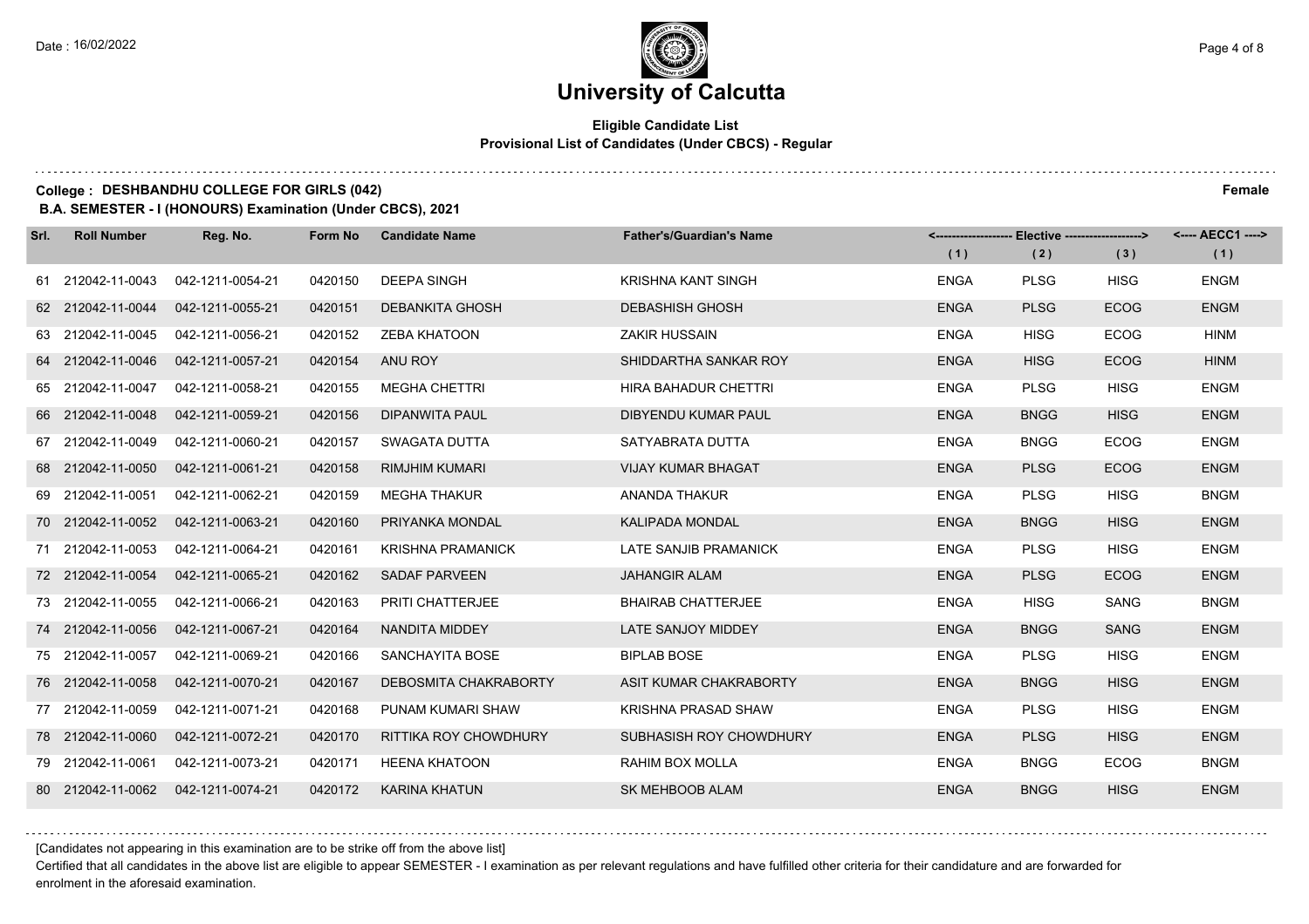# University of Calcutta

**Eligible Candidate List**
**Provisional List of Candidates (Under CBCS) - Regular**

**College : DESHBANDHU COLLEGE FOR GIRLS (042)** **Female**

**B.A. SEMESTER - I (HONOURS) Examination (Under CBCS), 2021**

| Srl. | Roll Number | Reg. No. | Form No | Candidate Name | Father's/Guardian's Name | Elective (1) | Elective (2) | Elective (3) | AECC1 (1) |
|---|---|---|---|---|---|---|---|---|---|
| 61 | 212042-11-0043 | 042-1211-0054-21 | 0420150 | DEEPA SINGH | KRISHNA KANT SINGH | ENGA | PLSG | HISG | ENGM |
| 62 | 212042-11-0044 | 042-1211-0055-21 | 0420151 | DEBANKITA GHOSH | DEBASHISH GHOSH | ENGA | PLSG | ECOG | ENGM |
| 63 | 212042-11-0045 | 042-1211-0056-21 | 0420152 | ZEBA KHATOON | ZAKIR HUSSAIN | ENGA | HISG | ECOG | HINM |
| 64 | 212042-11-0046 | 042-1211-0057-21 | 0420154 | ANU ROY | SHIDDARTHA SANKAR ROY | ENGA | HISG | ECOG | HINM |
| 65 | 212042-11-0047 | 042-1211-0058-21 | 0420155 | MEGHA CHETTRI | HIRA BAHADUR CHETTRI | ENGA | PLSG | HISG | ENGM |
| 66 | 212042-11-0048 | 042-1211-0059-21 | 0420156 | DIPANWITA PAUL | DIBYENDU KUMAR PAUL | ENGA | BNGG | HISG | ENGM |
| 67 | 212042-11-0049 | 042-1211-0060-21 | 0420157 | SWAGATA DUTTA | SATYABRATA DUTTA | ENGA | BNGG | ECOG | ENGM |
| 68 | 212042-11-0050 | 042-1211-0061-21 | 0420158 | RIMJHIM KUMARI | VIJAY KUMAR BHAGAT | ENGA | PLSG | ECOG | ENGM |
| 69 | 212042-11-0051 | 042-1211-0062-21 | 0420159 | MEGHA THAKUR | ANANDA THAKUR | ENGA | PLSG | HISG | BNGM |
| 70 | 212042-11-0052 | 042-1211-0063-21 | 0420160 | PRIYANKA MONDAL | KALIPADA MONDAL | ENGA | BNGG | HISG | ENGM |
| 71 | 212042-11-0053 | 042-1211-0064-21 | 0420161 | KRISHNA PRAMANICK | LATE SANJIB PRAMANICK | ENGA | PLSG | HISG | ENGM |
| 72 | 212042-11-0054 | 042-1211-0065-21 | 0420162 | SADAF PARVEEN | JAHANGIR ALAM | ENGA | PLSG | ECOG | ENGM |
| 73 | 212042-11-0055 | 042-1211-0066-21 | 0420163 | PRITI CHATTERJEE | BHAIRAB CHATTERJEE | ENGA | HISG | SANG | BNGM |
| 74 | 212042-11-0056 | 042-1211-0067-21 | 0420164 | NANDITA MIDDEY | LATE SANJOY MIDDEY | ENGA | BNGG | SANG | ENGM |
| 75 | 212042-11-0057 | 042-1211-0069-21 | 0420166 | SANCHAYITA BOSE | BIPLAB BOSE | ENGA | PLSG | HISG | ENGM |
| 76 | 212042-11-0058 | 042-1211-0070-21 | 0420167 | DEBOSMITA CHAKRABORTY | ASIT KUMAR CHAKRABORTY | ENGA | BNGG | HISG | ENGM |
| 77 | 212042-11-0059 | 042-1211-0071-21 | 0420168 | PUNAM KUMARI SHAW | KRISHNA PRASAD SHAW | ENGA | PLSG | HISG | ENGM |
| 78 | 212042-11-0060 | 042-1211-0072-21 | 0420170 | RITTIKA ROY CHOWDHURY | SUBHASISH ROY CHOWDHURY | ENGA | PLSG | HISG | ENGM |
| 79 | 212042-11-0061 | 042-1211-0073-21 | 0420171 | HEENA KHATOON | RAHIM BOX MOLLA | ENGA | BNGG | ECOG | BNGM |
| 80 | 212042-11-0062 | 042-1211-0074-21 | 0420172 | KARINA KHATUN | SK MEHBOOB ALAM | ENGA | BNGG | HISG | ENGM |

[Candidates not appearing in this examination are to be strike off from the above list]

Certified that all candidates in the above list are eligible to appear SEMESTER - I examination as per relevant regulations and have fulfilled other criteria for their candidature and are forwarded for enrolment in the aforesaid examination.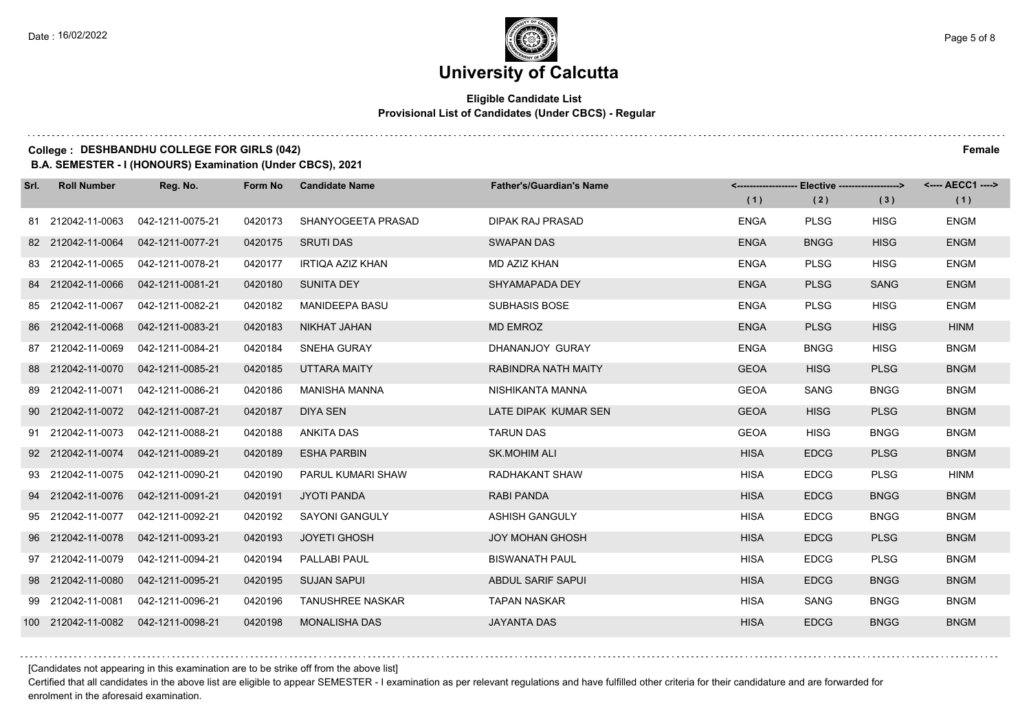# University of Calcutta

**Eligible Candidate List**
**Provisional List of Candidates (Under CBCS) - Regular**

**College : DESHBANDHU COLLEGE FOR GIRLS (042)** **Female**

**B.A. SEMESTER - I (HONOURS) Examination (Under CBCS), 2021**

| Srl. | Roll Number | Reg. No. | Form No | Candidate Name | Father's/Guardian's Name | Elective (1) | Elective (2) | Elective (3) | AECC1 (1) |
|---|---|---|---|---|---|---|---|---|---|
| 81 | 212042-11-0063 | 042-1211-0075-21 | 0420173 | SHANYOGEETA PRASAD | DIPAK RAJ PRASAD | ENGA | PLSG | HISG | ENGM |
| 82 | 212042-11-0064 | 042-1211-0077-21 | 0420175 | SRUTI DAS | SWAPAN DAS | ENGA | BNGG | HISG | ENGM |
| 83 | 212042-11-0065 | 042-1211-0078-21 | 0420177 | IRTIQA AZIZ KHAN | MD AZIZ KHAN | ENGA | PLSG | HISG | ENGM |
| 84 | 212042-11-0066 | 042-1211-0081-21 | 0420180 | SUNITA DEY | SHYAMAPADA DEY | ENGA | PLSG | SANG | ENGM |
| 85 | 212042-11-0067 | 042-1211-0082-21 | 0420182 | MANIDEEPA BASU | SUBHASIS BOSE | ENGA | PLSG | HISG | ENGM |
| 86 | 212042-11-0068 | 042-1211-0083-21 | 0420183 | NIKHAT JAHAN | MD EMROZ | ENGA | PLSG | HISG | HINM |
| 87 | 212042-11-0069 | 042-1211-0084-21 | 0420184 | SNEHA GURAY | DHANANJOY GURAY | ENGA | BNGG | HISG | BNGM |
| 88 | 212042-11-0070 | 042-1211-0085-21 | 0420185 | UTTARA MAITY | RABINDRA NATH MAITY | GEOA | HISG | PLSG | BNGM |
| 89 | 212042-11-0071 | 042-1211-0086-21 | 0420186 | MANISHA MANNA | NISHIKANTA MANNA | GEOA | SANG | BNGG | BNGM |
| 90 | 212042-11-0072 | 042-1211-0087-21 | 0420187 | DIYA SEN | LATE DIPAK KUMAR SEN | GEOA | HISG | PLSG | BNGM |
| 91 | 212042-11-0073 | 042-1211-0088-21 | 0420188 | ANKITA DAS | TARUN DAS | GEOA | HISG | BNGG | BNGM |
| 92 | 212042-11-0074 | 042-1211-0089-21 | 0420189 | ESHA PARBIN | SK.MOHIM ALI | HISA | EDCG | PLSG | BNGM |
| 93 | 212042-11-0075 | 042-1211-0090-21 | 0420190 | PARUL KUMARI SHAW | RADHAKANT SHAW | HISA | EDCG | PLSG | HINM |
| 94 | 212042-11-0076 | 042-1211-0091-21 | 0420191 | JYOTI PANDA | RABI PANDA | HISA | EDCG | BNGG | BNGM |
| 95 | 212042-11-0077 | 042-1211-0092-21 | 0420192 | SAYONI GANGULY | ASHISH GANGULY | HISA | EDCG | BNGG | BNGM |
| 96 | 212042-11-0078 | 042-1211-0093-21 | 0420193 | JOYETI GHOSH | JOY MOHAN GHOSH | HISA | EDCG | PLSG | BNGM |
| 97 | 212042-11-0079 | 042-1211-0094-21 | 0420194 | PALLABI PAUL | BISWANATH PAUL | HISA | EDCG | PLSG | BNGM |
| 98 | 212042-11-0080 | 042-1211-0095-21 | 0420195 | SUJAN SAPUI | ABDUL SARIF SAPUI | HISA | EDCG | BNGG | BNGM |
| 99 | 212042-11-0081 | 042-1211-0096-21 | 0420196 | TANUSHREE NASKAR | TAPAN NASKAR | HISA | SANG | BNGG | BNGM |
| 100 | 212042-11-0082 | 042-1211-0098-21 | 0420198 | MONALISHA DAS | JAYANTA DAS | HISA | EDCG | BNGG | BNGM |

[Candidates not appearing in this examination are to be strike off from the above list]

Certified that all candidates in the above list are eligible to appear SEMESTER - I examination as per relevant regulations and have fulfilled other criteria for their candidature and are forwarded for enrolment in the aforesaid examination.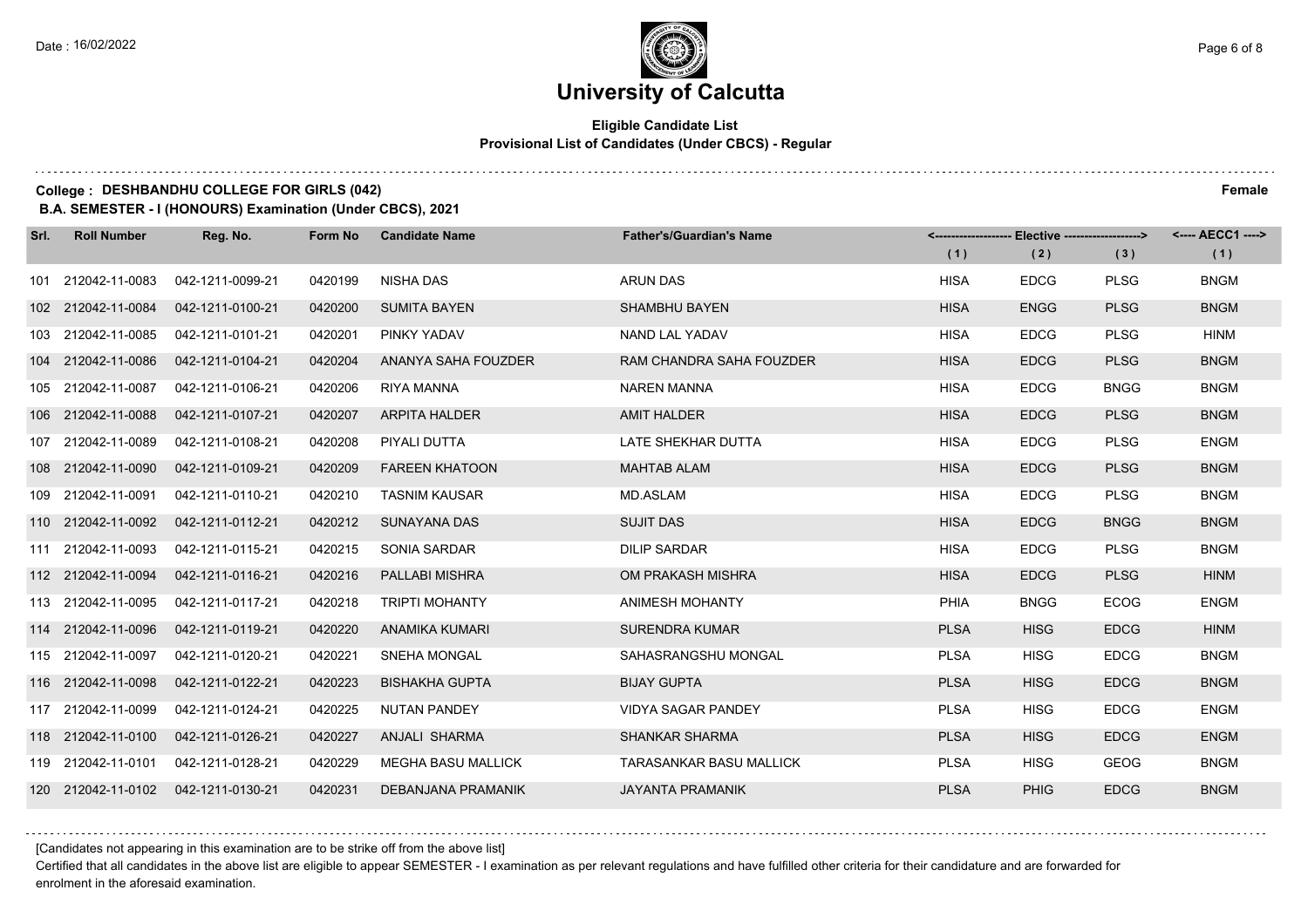# University of Calcutta

**Eligible Candidate List**
**Provisional List of Candidates (Under CBCS) - Regular**

**College : DESHBANDHU COLLEGE FOR GIRLS (042)** **Female**

**B.A. SEMESTER - I (HONOURS) Examination (Under CBCS), 2021**

| Srl. | Roll Number | Reg. No. | Form No | Candidate Name | Father's/Guardian's Name | Elective (1) | Elective (2) | Elective (3) | AECC1 (1) |
|---|---|---|---|---|---|---|---|---|---|
| 101 | 212042-11-0083 | 042-1211-0099-21 | 0420199 | NISHA DAS | ARUN DAS | HISA | EDCG | PLSG | BNGM |
| 102 | 212042-11-0084 | 042-1211-0100-21 | 0420200 | SUMITA BAYEN | SHAMBHU BAYEN | HISA | ENGG | PLSG | BNGM |
| 103 | 212042-11-0085 | 042-1211-0101-21 | 0420201 | PINKY YADAV | NAND LAL YADAV | HISA | EDCG | PLSG | HINM |
| 104 | 212042-11-0086 | 042-1211-0104-21 | 0420204 | ANANYA SAHA FOUZDER | RAM CHANDRA SAHA FOUZDER | HISA | EDCG | PLSG | BNGM |
| 105 | 212042-11-0087 | 042-1211-0106-21 | 0420206 | RIYA MANNA | NAREN MANNA | HISA | EDCG | BNGG | BNGM |
| 106 | 212042-11-0088 | 042-1211-0107-21 | 0420207 | ARPITA HALDER | AMIT HALDER | HISA | EDCG | PLSG | BNGM |
| 107 | 212042-11-0089 | 042-1211-0108-21 | 0420208 | PIYALI DUTTA | LATE SHEKHAR DUTTA | HISA | EDCG | PLSG | ENGM |
| 108 | 212042-11-0090 | 042-1211-0109-21 | 0420209 | FAREEN KHATOON | MAHTAB ALAM | HISA | EDCG | PLSG | BNGM |
| 109 | 212042-11-0091 | 042-1211-0110-21 | 0420210 | TASNIM KAUSAR | MD.ASLAM | HISA | EDCG | PLSG | BNGM |
| 110 | 212042-11-0092 | 042-1211-0112-21 | 0420212 | SUNAYANA DAS | SUJIT DAS | HISA | EDCG | BNGG | BNGM |
| 111 | 212042-11-0093 | 042-1211-0115-21 | 0420215 | SONIA SARDAR | DILIP SARDAR | HISA | EDCG | PLSG | BNGM |
| 112 | 212042-11-0094 | 042-1211-0116-21 | 0420216 | PALLABI MISHRA | OM PRAKASH MISHRA | HISA | EDCG | PLSG | HINM |
| 113 | 212042-11-0095 | 042-1211-0117-21 | 0420218 | TRIPTI MOHANTY | ANIMESH MOHANTY | PHIA | BNGG | ECOG | ENGM |
| 114 | 212042-11-0096 | 042-1211-0119-21 | 0420220 | ANAMIKA KUMARI | SURENDRA KUMAR | PLSA | HISG | EDCG | HINM |
| 115 | 212042-11-0097 | 042-1211-0120-21 | 0420221 | SNEHA MONGAL | SAHASRANGSHU MONGAL | PLSA | HISG | EDCG | BNGM |
| 116 | 212042-11-0098 | 042-1211-0122-21 | 0420223 | BISHAKHA GUPTA | BIJAY GUPTA | PLSA | HISG | EDCG | BNGM |
| 117 | 212042-11-0099 | 042-1211-0124-21 | 0420225 | NUTAN PANDEY | VIDYA SAGAR PANDEY | PLSA | HISG | EDCG | ENGM |
| 118 | 212042-11-0100 | 042-1211-0126-21 | 0420227 | ANJALI SHARMA | SHANKAR SHARMA | PLSA | HISG | EDCG | ENGM |
| 119 | 212042-11-0101 | 042-1211-0128-21 | 0420229 | MEGHA BASU MALLICK | TARASANKAR BASU MALLICK | PLSA | HISG | GEOG | BNGM |
| 120 | 212042-11-0102 | 042-1211-0130-21 | 0420231 | DEBANJANA PRAMANIK | JAYANTA PRAMANIK | PLSA | PHIG | EDCG | BNGM |

[Candidates not appearing in this examination are to be strike off from the above list]

Certified that all candidates in the above list are eligible to appear SEMESTER - I examination as per relevant regulations and have fulfilled other criteria for their candidature and are forwarded for enrolment in the aforesaid examination.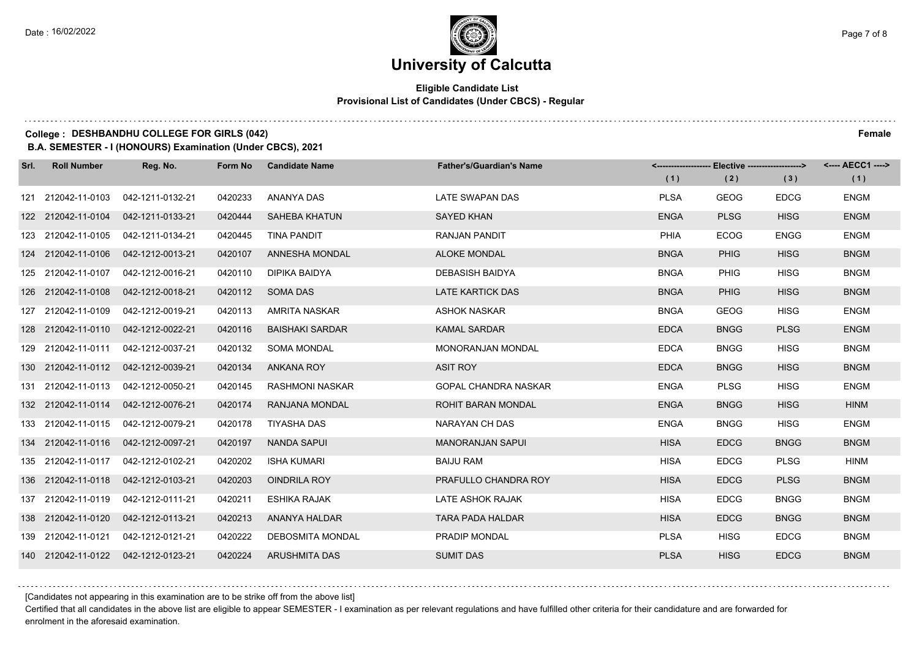# University of Calcutta

**Eligible Candidate List**
**Provisional List of Candidates (Under CBCS) - Regular**

**College : DESHBANDHU COLLEGE FOR GIRLS (042)** **Female**

**B.A. SEMESTER - I (HONOURS) Examination (Under CBCS), 2021**

| Srl. | Roll Number | Reg. No. | Form No | Candidate Name | Father's/Guardian's Name | Elective (1) | Elective (2) | Elective (3) | AECC1 (1) |
|---|---|---|---|---|---|---|---|---|---|
| 121 | 212042-11-0103 | 042-1211-0132-21 | 0420233 | ANANYA DAS | LATE SWAPAN DAS | PLSA | GEOG | EDCG | ENGM |
| 122 | 212042-11-0104 | 042-1211-0133-21 | 0420444 | SAHEBA KHATUN | SAYED KHAN | ENGA | PLSG | HISG | ENGM |
| 123 | 212042-11-0105 | 042-1211-0134-21 | 0420445 | TINA PANDIT | RANJAN PANDIT | PHIA | ECOG | ENGG | ENGM |
| 124 | 212042-11-0106 | 042-1212-0013-21 | 0420107 | ANNESHA MONDAL | ALOKE MONDAL | BNGA | PHIG | HISG | BNGM |
| 125 | 212042-11-0107 | 042-1212-0016-21 | 0420110 | DIPIKA BAIDYA | DEBASISH BAIDYA | BNGA | PHIG | HISG | BNGM |
| 126 | 212042-11-0108 | 042-1212-0018-21 | 0420112 | SOMA DAS | LATE KARTICK DAS | BNGA | PHIG | HISG | BNGM |
| 127 | 212042-11-0109 | 042-1212-0019-21 | 0420113 | AMRITA NASKAR | ASHOK NASKAR | BNGA | GEOG | HISG | ENGM |
| 128 | 212042-11-0110 | 042-1212-0022-21 | 0420116 | BAISHAKI SARDAR | KAMAL SARDAR | EDCA | BNGG | PLSG | ENGM |
| 129 | 212042-11-0111 | 042-1212-0037-21 | 0420132 | SOMA MONDAL | MONORANJAN MONDAL | EDCA | BNGG | HISG | BNGM |
| 130 | 212042-11-0112 | 042-1212-0039-21 | 0420134 | ANKANA ROY | ASIT ROY | EDCA | BNGG | HISG | BNGM |
| 131 | 212042-11-0113 | 042-1212-0050-21 | 0420145 | RASHMONI NASKAR | GOPAL CHANDRA NASKAR | ENGA | PLSG | HISG | ENGM |
| 132 | 212042-11-0114 | 042-1212-0076-21 | 0420174 | RANJANA MONDAL | ROHIT BARAN MONDAL | ENGA | BNGG | HISG | HINM |
| 133 | 212042-11-0115 | 042-1212-0079-21 | 0420178 | TIYASHA DAS | NARAYAN CH DAS | ENGA | BNGG | HISG | ENGM |
| 134 | 212042-11-0116 | 042-1212-0097-21 | 0420197 | NANDA SAPUI | MANORANJAN SAPUI | HISA | EDCG | BNGG | BNGM |
| 135 | 212042-11-0117 | 042-1212-0102-21 | 0420202 | ISHA KUMARI | BAIJU RAM | HISA | EDCG | PLSG | HINM |
| 136 | 212042-11-0118 | 042-1212-0103-21 | 0420203 | OINDRILA ROY | PRAFULLO CHANDRA ROY | HISA | EDCG | PLSG | BNGM |
| 137 | 212042-11-0119 | 042-1212-0111-21 | 0420211 | ESHIKA RAJAK | LATE ASHOK RAJAK | HISA | EDCG | BNGG | BNGM |
| 138 | 212042-11-0120 | 042-1212-0113-21 | 0420213 | ANANYA HALDAR | TARA PADA HALDAR | HISA | EDCG | BNGG | BNGM |
| 139 | 212042-11-0121 | 042-1212-0121-21 | 0420222 | DEBOSMITA MONDAL | PRADIP MONDAL | PLSA | HISG | EDCG | BNGM |
| 140 | 212042-11-0122 | 042-1212-0123-21 | 0420224 | ARUSHMITA DAS | SUMIT DAS | PLSA | HISG | EDCG | BNGM |

[Candidates not appearing in this examination are to be strike off from the above list]

Certified that all candidates in the above list are eligible to appear SEMESTER - I examination as per relevant regulations and have fulfilled other criteria for their candidature and are forwarded for enrolment in the aforesaid examination.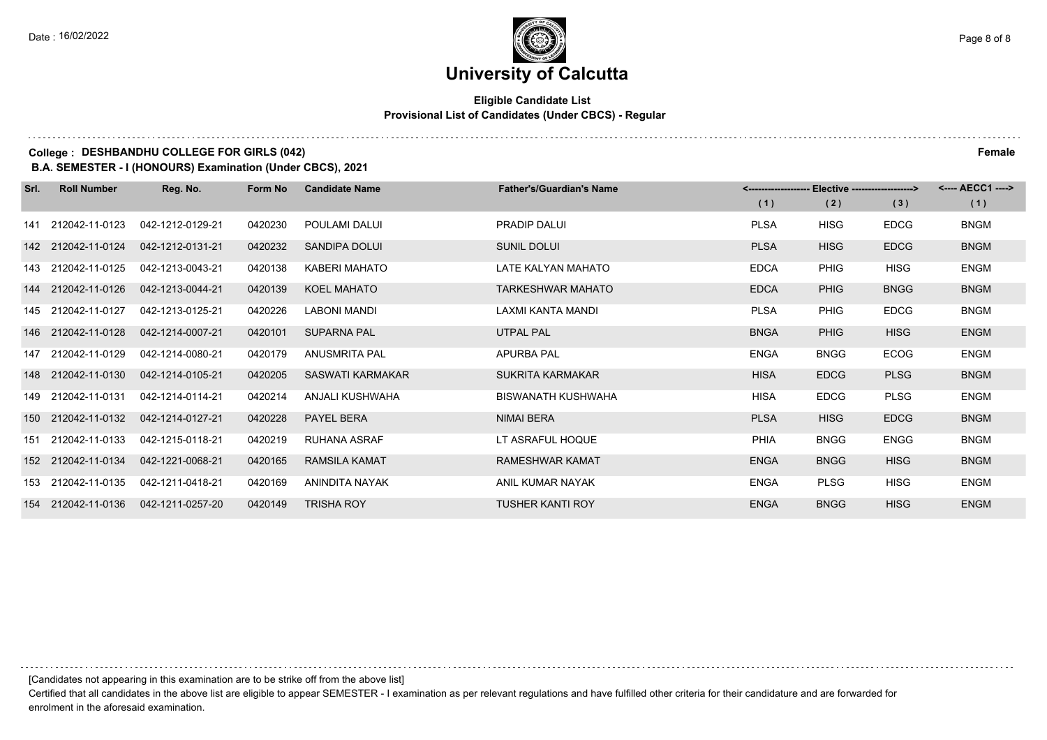# University of Calcutta

**Eligible Candidate List**
**Provisional List of Candidates (Under CBCS) - Regular**

**College : DESHBANDHU COLLEGE FOR GIRLS (042)** **Female**

**B.A. SEMESTER - I (HONOURS) Examination (Under CBCS), 2021**

| Srl. | Roll Number | Reg. No. | Form No | Candidate Name | Father's/Guardian's Name | Elective (1) | Elective (2) | Elective (3) | AECC1 (1) |
|---|---|---|---|---|---|---|---|---|---|
| 141 | 212042-11-0123 | 042-1212-0129-21 | 0420230 | POULAMI DALUI | PRADIP DALUI | PLSA | HISG | EDCG | BNGM |
| 142 | 212042-11-0124 | 042-1212-0131-21 | 0420232 | SANDIPA DOLUI | SUNIL DOLUI | PLSA | HISG | EDCG | BNGM |
| 143 | 212042-11-0125 | 042-1213-0043-21 | 0420138 | KABERI MAHATO | LATE KALYAN MAHATO | EDCA | PHIG | HISG | ENGM |
| 144 | 212042-11-0126 | 042-1213-0044-21 | 0420139 | KOEL MAHATO | TARKESHWAR MAHATO | EDCA | PHIG | BNGG | BNGM |
| 145 | 212042-11-0127 | 042-1213-0125-21 | 0420226 | LABONI MANDI | LAXMI KANTA MANDI | PLSA | PHIG | EDCG | BNGM |
| 146 | 212042-11-0128 | 042-1214-0007-21 | 0420101 | SUPARNA PAL | UTPAL PAL | BNGA | PHIG | HISG | ENGM |
| 147 | 212042-11-0129 | 042-1214-0080-21 | 0420179 | ANUSMRITA PAL | APURBA PAL | ENGA | BNGG | ECOG | ENGM |
| 148 | 212042-11-0130 | 042-1214-0105-21 | 0420205 | SASWATI KARMAKAR | SUKRITA KARMAKAR | HISA | EDCG | PLSG | BNGM |
| 149 | 212042-11-0131 | 042-1214-0114-21 | 0420214 | ANJALI KUSHWAHA | BISWANATH KUSHWAHA | HISA | EDCG | PLSG | ENGM |
| 150 | 212042-11-0132 | 042-1214-0127-21 | 0420228 | PAYEL BERA | NIMAI BERA | PLSA | HISG | EDCG | BNGM |
| 151 | 212042-11-0133 | 042-1215-0118-21 | 0420219 | RUHANA ASRAF | LT ASRAFUL HOQUE | PHIA | BNGG | ENGG | BNGM |
| 152 | 212042-11-0134 | 042-1221-0068-21 | 0420165 | RAMSILA KAMAT | RAMESHWAR KAMAT | ENGA | BNGG | HISG | BNGM |
| 153 | 212042-11-0135 | 042-1211-0418-21 | 0420169 | ANINDITA NAYAK | ANIL KUMAR NAYAK | ENGA | PLSG | HISG | ENGM |
| 154 | 212042-11-0136 | 042-1211-0257-20 | 0420149 | TRISHA ROY | TUSHER KANTI ROY | ENGA | BNGG | HISG | ENGM |

[Candidates not appearing in this examination are to be strike off from the above list]

Certified that all candidates in the above list are eligible to appear SEMESTER - I examination as per relevant regulations and have fulfilled other criteria for their candidature and are forwarded for enrolment in the aforesaid examination.